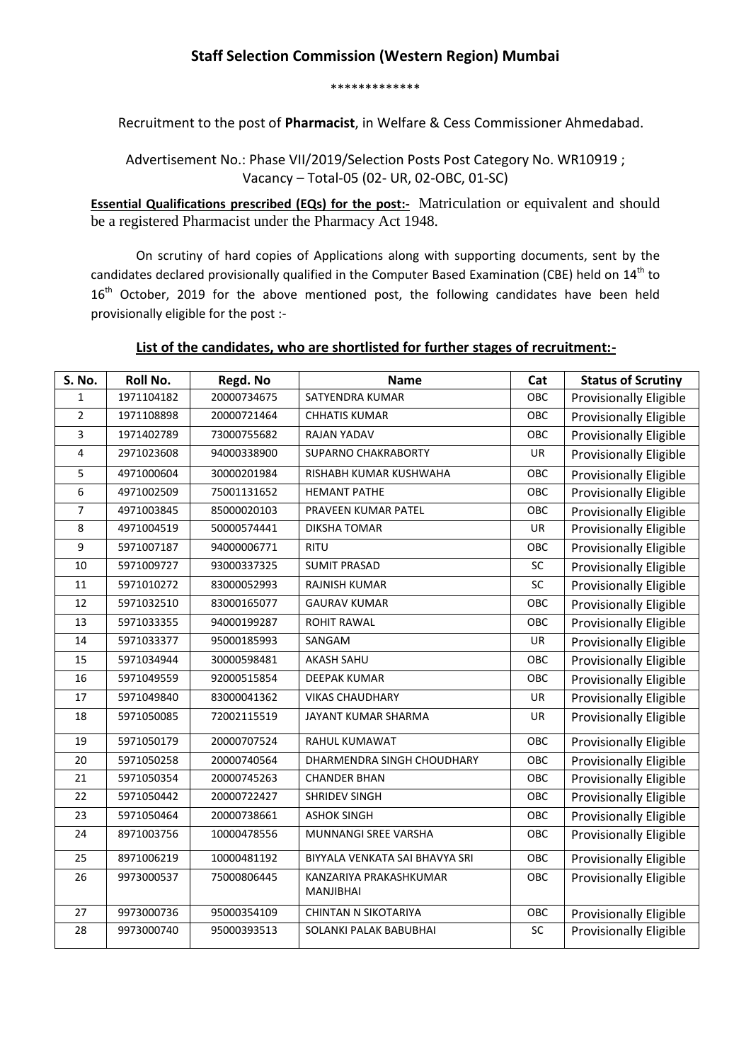## Staff Selection Commission (Western Region) Mumbai

\*\*\*\*\*\*\*\*\*\*\*\*\*

Recruitment to the post of **Pharmacist**, in Welfare & Cess Commissioner Ahmedabad.

Advertisement No.: Phase VII/2019/Selection Posts Post Category No. WR10919 ; Vacancy – Total-05 (02- UR, 02-OBC, 01-SC)

**Essential Qualifications prescribed (EQs) for the post:-** Matriculation or equivalent and should be a registered Pharmacist under the Pharmacy Act 1948.

On scrutiny of hard copies of Applications along with supporting documents, sent by the candidates declared provisionally qualified in the Computer Based Examination (CBE) held on 14th to 16th October, 2019 for the above mentioned post, the following candidates have been held provisionally eligible for the post :-

**List of the candidates, who are shortlisted for further stages of recruitment:-**

| S. No. | Roll No. | Regd. No | Name | Cat | Status of Scrutiny |
|---|---|---|---|---|---|
| 1 | 1971104182 | 20000734675 | SATYENDRA KUMAR | OBC | Provisionally Eligible |
| 2 | 1971108898 | 20000721464 | CHHATIS KUMAR | OBC | Provisionally Eligible |
| 3 | 1971402789 | 73000755682 | RAJAN YADAV | OBC | Provisionally Eligible |
| 4 | 2971023608 | 94000338900 | SUPARNO CHAKRABORTY | UR | Provisionally Eligible |
| 5 | 4971000604 | 30000201984 | RISHABH KUMAR KUSHWAHA | OBC | Provisionally Eligible |
| 6 | 4971002509 | 75001131652 | HEMANT PATHE | OBC | Provisionally Eligible |
| 7 | 4971003845 | 85000020103 | PRAVEEN KUMAR PATEL | OBC | Provisionally Eligible |
| 8 | 4971004519 | 50000574441 | DIKSHA TOMAR | UR | Provisionally Eligible |
| 9 | 5971007187 | 94000006771 | RITU | OBC | Provisionally Eligible |
| 10 | 5971009727 | 93000337325 | SUMIT PRASAD | SC | Provisionally Eligible |
| 11 | 5971010272 | 83000052993 | RAJNISH KUMAR | SC | Provisionally Eligible |
| 12 | 5971032510 | 83000165077 | GAURAV KUMAR | OBC | Provisionally Eligible |
| 13 | 5971033355 | 94000199287 | ROHIT RAWAL | OBC | Provisionally Eligible |
| 14 | 5971033377 | 95000185993 | SANGAM | UR | Provisionally Eligible |
| 15 | 5971034944 | 30000598481 | AKASH SAHU | OBC | Provisionally Eligible |
| 16 | 5971049559 | 92000515854 | DEEPAK KUMAR | OBC | Provisionally Eligible |
| 17 | 5971049840 | 83000041362 | VIKAS CHAUDHARY | UR | Provisionally Eligible |
| 18 | 5971050085 | 72002115519 | JAYANT KUMAR SHARMA | UR | Provisionally Eligible |
| 19 | 5971050179 | 20000707524 | RAHUL KUMAWAT | OBC | Provisionally Eligible |
| 20 | 5971050258 | 20000740564 | DHARMENDRA SINGH CHOUDHARY | OBC | Provisionally Eligible |
| 21 | 5971050354 | 20000745263 | CHANDER BHAN | OBC | Provisionally Eligible |
| 22 | 5971050442 | 20000722427 | SHRIDEV SINGH | OBC | Provisionally Eligible |
| 23 | 5971050464 | 20000738661 | ASHOK SINGH | OBC | Provisionally Eligible |
| 24 | 8971003756 | 10000478556 | MUNNANGI SREE VARSHA | OBC | Provisionally Eligible |
| 25 | 8971006219 | 10000481192 | BIYYALA VENKATA SAI BHAVYA SRI | OBC | Provisionally Eligible |
| 26 | 9973000537 | 75000806445 | KANZARIYA PRAKASHKUMAR MANJIBHAI | OBC | Provisionally Eligible |
| 27 | 9973000736 | 95000354109 | CHINTAN N SIKOTARIYA | OBC | Provisionally Eligible |
| 28 | 9973000740 | 95000393513 | SOLANKI PALAK BABUBHAI | SC | Provisionally Eligible |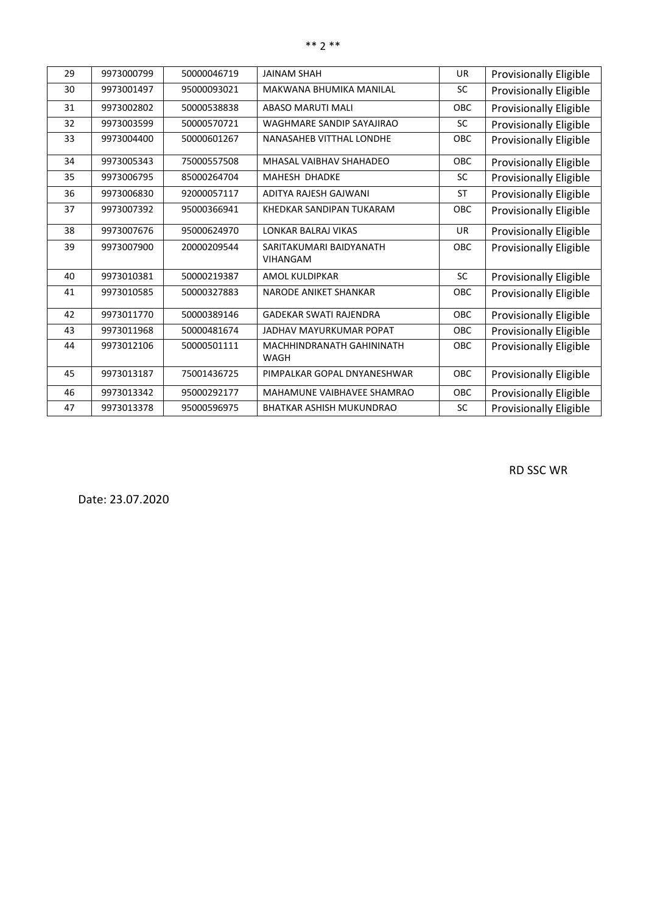| | | | | | |
|---|---|---|---|---|---|
| 29 | 9973000799 | 50000046719 | JAINAM SHAH | UR | Provisionally Eligible |
| 30 | 9973001497 | 95000093021 | MAKWANA BHUMIKA MANILAL | SC | Provisionally Eligible |
| 31 | 9973002802 | 50000538838 | ABASO MARUTI MALI | OBC | Provisionally Eligible |
| 32 | 9973003599 | 50000570721 | WAGHMARE SANDIP SAYAJIRAO | SC | Provisionally Eligible |
| 33 | 9973004400 | 50000601267 | NANASAHEB VITTHAL LONDHE | OBC | Provisionally Eligible |
| 34 | 9973005343 | 75000557508 | MHASAL VAIBHAV SHAHADEO | OBC | Provisionally Eligible |
| 35 | 9973006795 | 85000264704 | MAHESH DHADKE | SC | Provisionally Eligible |
| 36 | 9973006830 | 92000057117 | ADITYA RAJESH GAJWANI | ST | Provisionally Eligible |
| 37 | 9973007392 | 95000366941 | KHEDKAR SANDIPAN TUKARAM | OBC | Provisionally Eligible |
| 38 | 9973007676 | 95000624970 | LONKAR BALRAJ VIKAS | UR | Provisionally Eligible |
| 39 | 9973007900 | 20000209544 | SARITAKUMARI BAIDYANATH VIHANGAM | OBC | Provisionally Eligible |
| 40 | 9973010381 | 50000219387 | AMOL KULDIPKAR | SC | Provisionally Eligible |
| 41 | 9973010585 | 50000327883 | NARODE ANIKET SHANKAR | OBC | Provisionally Eligible |
| 42 | 9973011770 | 50000389146 | GADEKAR SWATI RAJENDRA | OBC | Provisionally Eligible |
| 43 | 9973011968 | 50000481674 | JADHAV MAYURKUMAR POPAT | OBC | Provisionally Eligible |
| 44 | 9973012106 | 50000501111 | MACHHINDRANATH GAHININATH WAGH | OBC | Provisionally Eligible |
| 45 | 9973013187 | 75001436725 | PIMPALKAR GOPAL DNYANESHWAR | OBC | Provisionally Eligible |
| 46 | 9973013342 | 95000292177 | MAHAMUNE VAIBHAVEE SHAMRAO | OBC | Provisionally Eligible |
| 47 | 9973013378 | 95000596975 | BHATKAR ASHISH MUKUNDRAO | SC | Provisionally Eligible |

RD SSC WR

Date: 23.07.2020